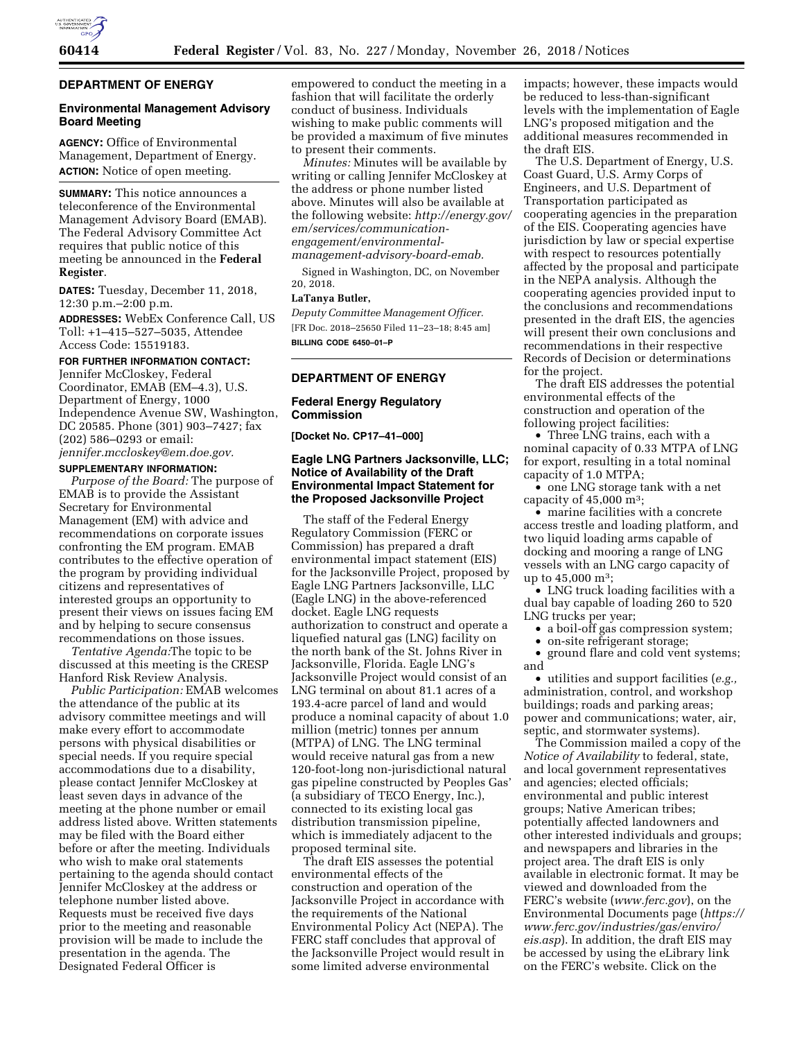## DEPARTMENT OF ENERGY

### Environmental Management Advisory Board Meeting

**AGENCY:** Office of Environmental Management, Department of Energy.

**ACTION:** Notice of open meeting.

**SUMMARY:** This notice announces a teleconference of the Environmental Management Advisory Board (EMAB). The Federal Advisory Committee Act requires that public notice of this meeting be announced in the **Federal Register**.

**DATES:** Tuesday, December 11, 2018, 12:30 p.m.–2:00 p.m.

**ADDRESSES:** WebEx Conference Call, US Toll: +1–415–527–5035, Attendee Access Code: 15519183.

**FOR FURTHER INFORMATION CONTACT:** Jennifer McCloskey, Federal Coordinator, EMAB (EM–4.3), U.S. Department of Energy, 1000 Independence Avenue SW, Washington, DC 20585. Phone (301) 903–7427; fax (202) 586–0293 or email: *jennifer.mccloskey@em.doe.gov.*

**SUPPLEMENTARY INFORMATION:**

*Purpose of the Board:* The purpose of EMAB is to provide the Assistant Secretary for Environmental Management (EM) with advice and recommendations on corporate issues confronting the EM program. EMAB contributes to the effective operation of the program by providing individual citizens and representatives of interested groups an opportunity to present their views on issues facing EM and by helping to secure consensus recommendations on those issues.

*Tentative Agenda:*The topic to be discussed at this meeting is the CRESP Hanford Risk Review Analysis.

*Public Participation:* EMAB welcomes the attendance of the public at its advisory committee meetings and will make every effort to accommodate persons with physical disabilities or special needs. If you require special accommodations due to a disability, please contact Jennifer McCloskey at least seven days in advance of the meeting at the phone number or email address listed above. Written statements may be filed with the Board either before or after the meeting. Individuals who wish to make oral statements pertaining to the agenda should contact Jennifer McCloskey at the address or telephone number listed above. Requests must be received five days prior to the meeting and reasonable provision will be made to include the presentation in the agenda. The Designated Federal Officer is empowered to conduct the meeting in a fashion that will facilitate the orderly conduct of business. Individuals wishing to make public comments will be provided a maximum of five minutes to present their comments.

*Minutes:* Minutes will be available by writing or calling Jennifer McCloskey at the address or phone number listed above. Minutes will also be available at the following website: *http://energy.gov/em/services/communication-engagement/environmental-management-advisory-board-emab.*

Signed in Washington, DC, on November 20, 2018.

**LaTanya Butler,**

*Deputy Committee Management Officer.*

[FR Doc. 2018–25650 Filed 11–23–18; 8:45 am]

**BILLING CODE 6450–01–P**

## DEPARTMENT OF ENERGY

### Federal Energy Regulatory Commission

**[Docket No. CP17–41–000]**

### Eagle LNG Partners Jacksonville, LLC; Notice of Availability of the Draft Environmental Impact Statement for the Proposed Jacksonville Project

The staff of the Federal Energy Regulatory Commission (FERC or Commission) has prepared a draft environmental impact statement (EIS) for the Jacksonville Project, proposed by Eagle LNG Partners Jacksonville, LLC (Eagle LNG) in the above-referenced docket. Eagle LNG requests authorization to construct and operate a liquefied natural gas (LNG) facility on the north bank of the St. Johns River in Jacksonville, Florida. Eagle LNG's Jacksonville Project would consist of an LNG terminal on about 81.1 acres of a 193.4-acre parcel of land and would produce a nominal capacity of about 1.0 million (metric) tonnes per annum (MTPA) of LNG. The LNG terminal would receive natural gas from a new 120-foot-long non-jurisdictional natural gas pipeline constructed by Peoples Gas' (a subsidiary of TECO Energy, Inc.), connected to its existing local gas distribution transmission pipeline, which is immediately adjacent to the proposed terminal site.

The draft EIS assesses the potential environmental effects of the construction and operation of the Jacksonville Project in accordance with the requirements of the National Environmental Policy Act (NEPA). The FERC staff concludes that approval of the Jacksonville Project would result in some limited adverse environmental impacts; however, these impacts would be reduced to less-than-significant levels with the implementation of Eagle LNG's proposed mitigation and the additional measures recommended in the draft EIS.

The U.S. Department of Energy, U.S. Coast Guard, U.S. Army Corps of Engineers, and U.S. Department of Transportation participated as cooperating agencies in the preparation of the EIS. Cooperating agencies have jurisdiction by law or special expertise with respect to resources potentially affected by the proposal and participate in the NEPA analysis. Although the cooperating agencies provided input to the conclusions and recommendations presented in the draft EIS, the agencies will present their own conclusions and recommendations in their respective Records of Decision or determinations for the project.

The draft EIS addresses the potential environmental effects of the construction and operation of the following project facilities:

- Three LNG trains, each with a nominal capacity of 0.33 MTPA of LNG for export, resulting in a total nominal capacity of 1.0 MTPA;
- one LNG storage tank with a net capacity of 45,000 $m^3$;
- marine facilities with a concrete access trestle and loading platform, and two liquid loading arms capable of docking and mooring a range of LNG vessels with an LNG cargo capacity of up to 45,000 $m^3$;
- LNG truck loading facilities with a dual bay capable of loading 260 to 520 LNG trucks per year;
- a boil-off gas compression system;
- on-site refrigerant storage;
- ground flare and cold vent systems; and
- utilities and support facilities (*e.g.,* administration, control, and workshop buildings; roads and parking areas; power and communications; water, air, septic, and stormwater systems).

The Commission mailed a copy of the *Notice of Availability* to federal, state, and local government representatives and agencies; elected officials; environmental and public interest groups; Native American tribes; potentially affected landowners and other interested individuals and groups; and newspapers and libraries in the project area. The draft EIS is only available in electronic format. It may be viewed and downloaded from the FERC's website (*www.ferc.gov*), on the Environmental Documents page (*https://www.ferc.gov/industries/gas/enviro/eis.asp*). In addition, the draft EIS may be accessed by using the eLibrary link on the FERC's website. Click on the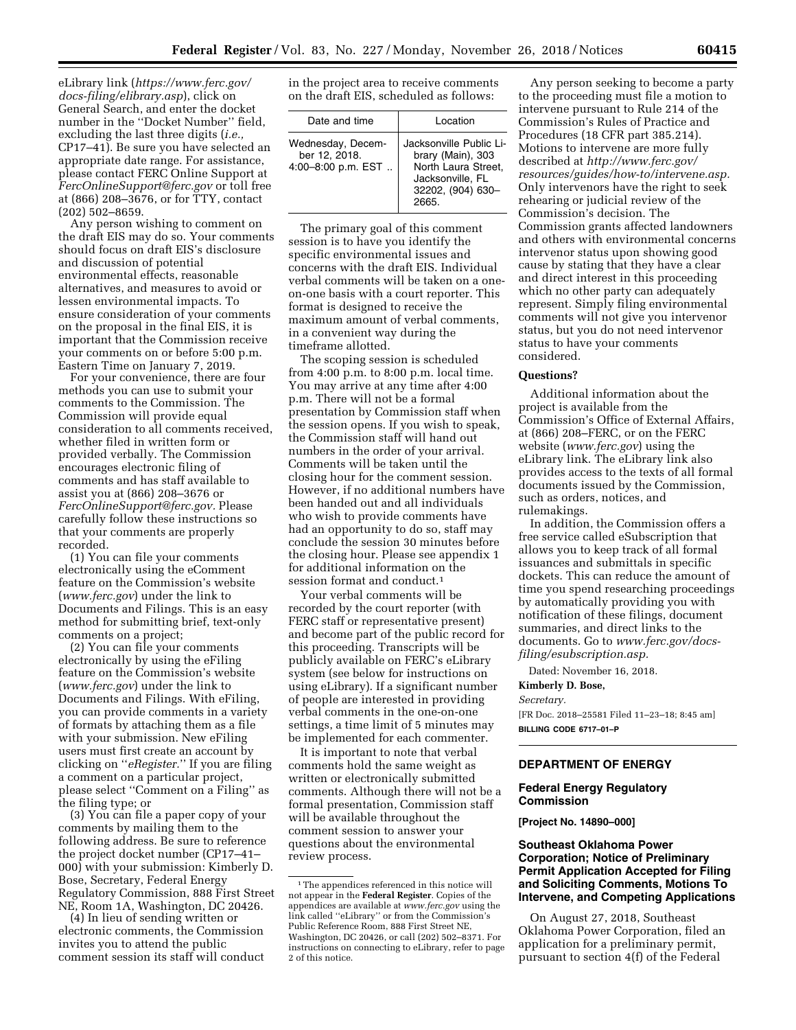eLibrary link (*https://www.ferc.gov/docs-filing/elibrary.asp*), click on General Search, and enter the docket number in the ''Docket Number'' field, excluding the last three digits (*i.e.,* CP17–41). Be sure you have selected an appropriate date range. For assistance, please contact FERC Online Support at *FercOnlineSupport@ferc.gov* or toll free at (866) 208–3676, or for TTY, contact (202) 502–8659.

Any person wishing to comment on the draft EIS may do so. Your comments should focus on draft EIS's disclosure and discussion of potential environmental effects, reasonable alternatives, and measures to avoid or lessen environmental impacts. To ensure consideration of your comments on the proposal in the final EIS, it is important that the Commission receive your comments on or before 5:00 p.m. Eastern Time on January 7, 2019.

For your convenience, there are four methods you can use to submit your comments to the Commission. The Commission will provide equal consideration to all comments received, whether filed in written form or provided verbally. The Commission encourages electronic filing of comments and has staff available to assist you at (866) 208–3676 or *FercOnlineSupport@ferc.gov.* Please carefully follow these instructions so that your comments are properly recorded.

(1) You can file your comments electronically using the eComment feature on the Commission's website (*www.ferc.gov*) under the link to Documents and Filings. This is an easy method for submitting brief, text-only comments on a project;

(2) You can file your comments electronically by using the eFiling feature on the Commission's website (*www.ferc.gov*) under the link to Documents and Filings. With eFiling, you can provide comments in a variety of formats by attaching them as a file with your submission. New eFiling users must first create an account by clicking on ''*eRegister.*'' If you are filing a comment on a particular project, please select ''Comment on a Filing'' as the filing type; or

(3) You can file a paper copy of your comments by mailing them to the following address. Be sure to reference the project docket number (CP17–41–000) with your submission: Kimberly D. Bose, Secretary, Federal Energy Regulatory Commission, 888 First Street NE, Room 1A, Washington, DC 20426.

(4) In lieu of sending written or electronic comments, the Commission invites you to attend the public comment session its staff will conduct in the project area to receive comments on the draft EIS, scheduled as follows:

| Date and time | Location |
|---|---|
| Wednesday, December 12, 2018. 4:00–8:00 p.m. EST .. | Jacksonville Public Library (Main), 303 North Laura Street, Jacksonville, FL 32202, (904) 630–2665. |

The primary goal of this comment session is to have you identify the specific environmental issues and concerns with the draft EIS. Individual verbal comments will be taken on a one-on-one basis with a court reporter. This format is designed to receive the maximum amount of verbal comments, in a convenient way during the timeframe allotted.

The scoping session is scheduled from 4:00 p.m. to 8:00 p.m. local time. You may arrive at any time after 4:00 p.m. There will not be a formal presentation by Commission staff when the session opens. If you wish to speak, the Commission staff will hand out numbers in the order of your arrival. Comments will be taken until the closing hour for the comment session. However, if no additional numbers have been handed out and all individuals who wish to provide comments have had an opportunity to do so, staff may conclude the session 30 minutes before the closing hour. Please see appendix 1 for additional information on the session format and conduct.[1]

Your verbal comments will be recorded by the court reporter (with FERC staff or representative present) and become part of the public record for this proceeding. Transcripts will be publicly available on FERC's eLibrary system (see below for instructions on using eLibrary). If a significant number of people are interested in providing verbal comments in the one-on-one settings, a time limit of 5 minutes may be implemented for each commenter.

It is important to note that verbal comments hold the same weight as written or electronically submitted comments. Although there will not be a formal presentation, Commission staff will be available throughout the comment session to answer your questions about the environmental review process.

[1] The appendices referenced in this notice will not appear in the **Federal Register**. Copies of the appendices are available at *www.ferc.gov* using the link called ''eLibrary'' or from the Commission's Public Reference Room, 888 First Street NE, Washington, DC 20426, or call (202) 502–8371. For instructions on connecting to eLibrary, refer to page 2 of this notice.

Any person seeking to become a party to the proceeding must file a motion to intervene pursuant to Rule 214 of the Commission's Rules of Practice and Procedures (18 CFR part 385.214). Motions to intervene are more fully described at *http://www.ferc.gov/resources/guides/how-to/intervene.asp.* Only intervenors have the right to seek rehearing or judicial review of the Commission's decision. The Commission grants affected landowners and others with environmental concerns intervenor status upon showing good cause by stating that they have a clear and direct interest in this proceeding which no other party can adequately represent. Simply filing environmental comments will not give you intervenor status, but you do not need intervenor status to have your comments considered.

**Questions?**

Additional information about the project is available from the Commission's Office of External Affairs, at (866) 208–FERC, or on the FERC website (*www.ferc.gov*) using the eLibrary link. The eLibrary link also provides access to the texts of all formal documents issued by the Commission, such as orders, notices, and rulemakings.

In addition, the Commission offers a free service called eSubscription that allows you to keep track of all formal issuances and submittals in specific dockets. This can reduce the amount of time you spend researching proceedings by automatically providing you with notification of these filings, document summaries, and direct links to the documents. Go to *www.ferc.gov/docs-filing/esubscription.asp.*

Dated: November 16, 2018.

**Kimberly D. Bose,**

*Secretary.*

[FR Doc. 2018–25581 Filed 11–23–18; 8:45 am]

**BILLING CODE 6717–01–P**

## DEPARTMENT OF ENERGY

### Federal Energy Regulatory Commission

**[Project No. 14890–000]**

### Southeast Oklahoma Power Corporation; Notice of Preliminary Permit Application Accepted for Filing and Soliciting Comments, Motions To Intervene, and Competing Applications

On August 27, 2018, Southeast Oklahoma Power Corporation, filed an application for a preliminary permit, pursuant to section 4(f) of the Federal